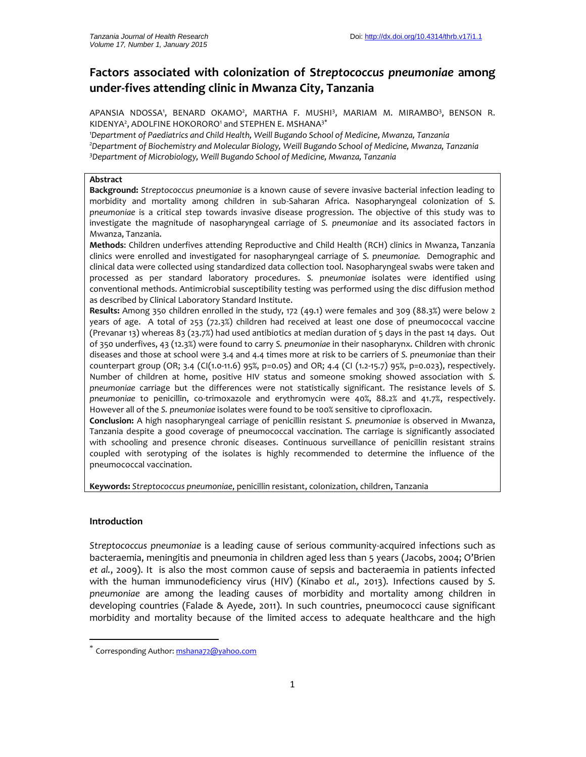# Factors associated with colonization of *Streptococcus pneumoniae* among under-fives attending clinic in Mwanza City, Tanzania

APANSIA NDOSSA[1], BENARD OKAMO[2], MARTHA F. MUSHI[3], MARIAM M. MIRAMBO[3], BENSON R. KIDENYA[2], ADOLFINE HOKORORO[1] and STEPHEN E. MSHANA[3*]

[1]*Department of Paediatrics and Child Health, Weill Bugando School of Medicine, Mwanza, Tanzania*
[2]*Department of Biochemistry and Molecular Biology, Weill Bugando School of Medicine, Mwanza, Tanzania*
[3]*Department of Microbiology, Weill Bugando School of Medicine, Mwanza, Tanzania*

**Abstract**

**Background:** *Streptococcus pneumoniae* is a known cause of severe invasive bacterial infection leading to morbidity and mortality among children in sub-Saharan Africa. Nasopharyngeal colonization of *S. pneumoniae* is a critical step towards invasive disease progression. The objective of this study was to investigate the magnitude of nasopharyngeal carriage of *S. pneumoniae* and its associated factors in Mwanza, Tanzania.

**Methods**: Children underfives attending Reproductive and Child Health (RCH) clinics in Mwanza, Tanzania clinics were enrolled and investigated for nasopharyngeal carriage of *S. pneumoniae.* Demographic and clinical data were collected using standardized data collection tool. Nasopharyngeal swabs were taken and processed as per standard laboratory procedures. *S. pneumoniae* isolates were identified using conventional methods. Antimicrobial susceptibility testing was performed using the disc diffusion method as described by Clinical Laboratory Standard Institute.

**Results:** Among 350 children enrolled in the study, 172 (49.1) were females and 309 (88.3%) were below 2 years of age. A total of 253 (72.3%) children had received at least one dose of pneumococcal vaccine (Prevanar 13) whereas 83 (23.7%) had used antibiotics at median duration of 5 days in the past 14 days. Out of 350 underfives, 43 (12.3%) were found to carry *S. pneumoniae* in their nasopharynx. Children with chronic diseases and those at school were 3.4 and 4.4 times more at risk to be carriers of *S. pneumoniae* than their counterpart group (OR; 3.4 (CI(1.0-11.6) 95%, p=0.05) and OR; 4.4 (CI (1.2-15.7) 95%, p=0.023), respectively. Number of children at home, positive HIV status and someone smoking showed association with *S. pneumoniae* carriage but the differences were not statistically significant. The resistance levels of *S. pneumoniae* to penicillin, co-trimoxazole and erythromycin were 40%, 88.2% and 41.7%, respectively. However all of the *S. pneumoniae* isolates were found to be 100% sensitive to ciprofloxacin.

**Conclusion:** A high nasopharyngeal carriage of penicillin resistant *S. pneumoniae* is observed in Mwanza, Tanzania despite a good coverage of pneumococcal vaccination. The carriage is significantly associated with schooling and presence chronic diseases. Continuous surveillance of penicillin resistant strains coupled with serotyping of the isolates is highly recommended to determine the influence of the pneumococcal vaccination.

**Keywords:** *Streptococcus pneumoniae*, penicillin resistant, colonization, children, Tanzania

## Introduction

*Streptococcus pneumoniae* is a leading cause of serious community-acquired infections such as bacteraemia, meningitis and pneumonia in children aged less than 5 years (Jacobs, 2004; O'Brien *et al.*, 2009). It is also the most common cause of sepsis and bacteraemia in patients infected with the human immunodeficiency virus (HIV) (Kinabo *et al.,* 2013). Infections caused by *S. pneumoniae* are among the leading causes of morbidity and mortality among children in developing countries (Falade & Ayede, 2011). In such countries, pneumococci cause significant morbidity and mortality because of the limited access to adequate healthcare and the high

[*] Corresponding Author: mshana72@yahoo.com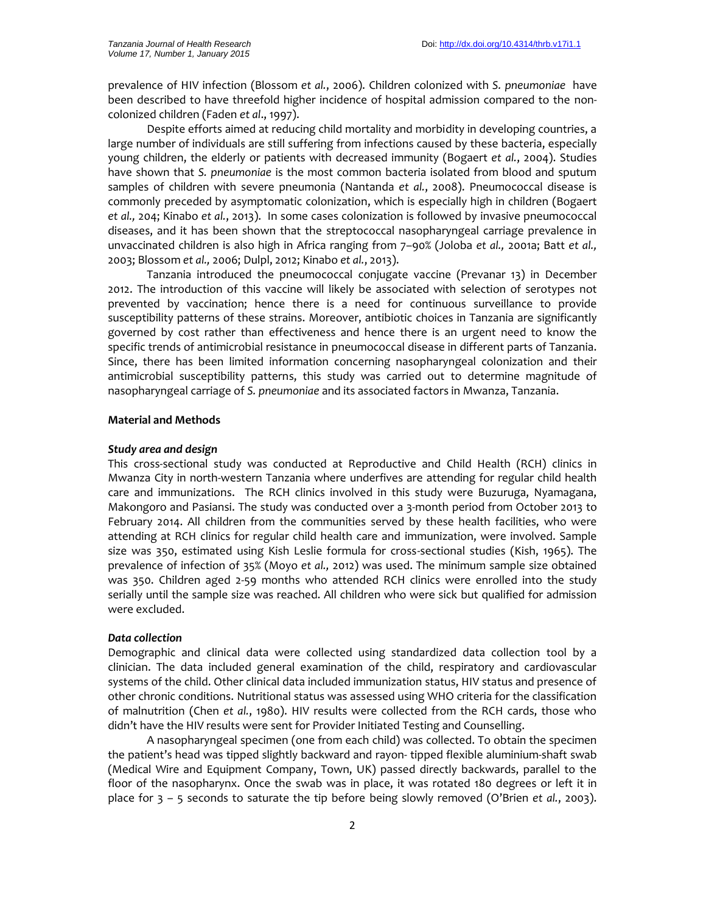prevalence of HIV infection (Blossom *et al.*, 2006). Children colonized with *S. pneumoniae* have been described to have threefold higher incidence of hospital admission compared to the non-colonized children (Faden *et al*., 1997).

Despite efforts aimed at reducing child mortality and morbidity in developing countries, a large number of individuals are still suffering from infections caused by these bacteria, especially young children, the elderly or patients with decreased immunity (Bogaert *et al.*, 2004). Studies have shown that *S. pneumoniae* is the most common bacteria isolated from blood and sputum samples of children with severe pneumonia (Nantanda *et al.*, 2008). Pneumococcal disease is commonly preceded by asymptomatic colonization, which is especially high in children (Bogaert *et al.,* 204; Kinabo *et al.*, 2013). In some cases colonization is followed by invasive pneumococcal diseases, and it has been shown that the streptococcal nasopharyngeal carriage prevalence in unvaccinated children is also high in Africa ranging from 7–90% (Joloba *et al.,* 2001a; Batt *et al.,* 2003; Blossom *et al.,* 2006; Dulpl, 2012; Kinabo *et al.*, 2013).

Tanzania introduced the pneumococcal conjugate vaccine (Prevanar 13) in December 2012. The introduction of this vaccine will likely be associated with selection of serotypes not prevented by vaccination; hence there is a need for continuous surveillance to provide susceptibility patterns of these strains. Moreover, antibiotic choices in Tanzania are significantly governed by cost rather than effectiveness and hence there is an urgent need to know the specific trends of antimicrobial resistance in pneumococcal disease in different parts of Tanzania. Since, there has been limited information concerning nasopharyngeal colonization and their antimicrobial susceptibility patterns, this study was carried out to determine magnitude of nasopharyngeal carriage of *S. pneumoniae* and its associated factors in Mwanza, Tanzania.

## Material and Methods

### *Study area and design*

This cross-sectional study was conducted at Reproductive and Child Health (RCH) clinics in Mwanza City in north-western Tanzania where underfives are attending for regular child health care and immunizations. The RCH clinics involved in this study were Buzuruga, Nyamagana, Makongoro and Pasiansi. The study was conducted over a 3-month period from October 2013 to February 2014. All children from the communities served by these health facilities, who were attending at RCH clinics for regular child health care and immunization, were involved. Sample size was 350, estimated using Kish Leslie formula for cross-sectional studies (Kish, 1965). The prevalence of infection of 35% (Moyo *et al.,* 2012) was used. The minimum sample size obtained was 350. Children aged 2-59 months who attended RCH clinics were enrolled into the study serially until the sample size was reached. All children who were sick but qualified for admission were excluded.

### *Data collection*

Demographic and clinical data were collected using standardized data collection tool by a clinician. The data included general examination of the child, respiratory and cardiovascular systems of the child. Other clinical data included immunization status, HIV status and presence of other chronic conditions. Nutritional status was assessed using WHO criteria for the classification of malnutrition (Chen *et al.*, 1980). HIV results were collected from the RCH cards, those who didn't have the HIV results were sent for Provider Initiated Testing and Counselling.

A nasopharyngeal specimen (one from each child) was collected. To obtain the specimen the patient's head was tipped slightly backward and rayon- tipped flexible aluminium-shaft swab (Medical Wire and Equipment Company, Town, UK) passed directly backwards, parallel to the floor of the nasopharynx. Once the swab was in place, it was rotated 180 degrees or left it in place for 3 – 5 seconds to saturate the tip before being slowly removed (O'Brien *et al.*, 2003).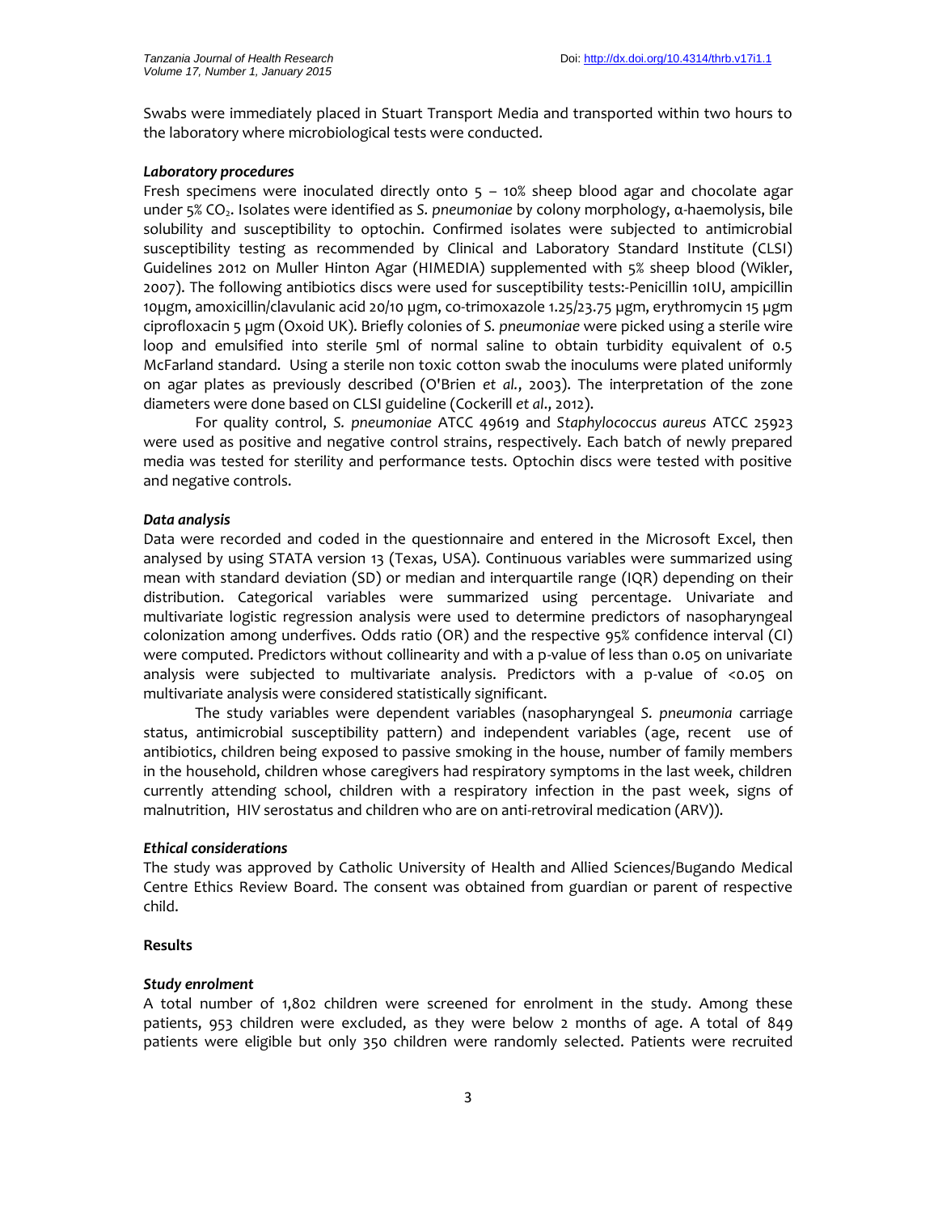Swabs were immediately placed in Stuart Transport Media and transported within two hours to the laboratory where microbiological tests were conducted.

### *Laboratory procedures*

Fresh specimens were inoculated directly onto 5 – 10% sheep blood agar and chocolate agar under 5% $CO_2$. Isolates were identified as *S. pneumoniae* by colony morphology, α-haemolysis, bile solubility and susceptibility to optochin. Confirmed isolates were subjected to antimicrobial susceptibility testing as recommended by Clinical and Laboratory Standard Institute (CLSI) Guidelines 2012 on Muller Hinton Agar (HIMEDIA) supplemented with 5% sheep blood (Wikler, 2007). The following antibiotics discs were used for susceptibility tests:-Penicillin 10IU, ampicillin 10µgm, amoxicillin/clavulanic acid 20/10 µgm, co-trimoxazole 1.25/23.75 µgm, erythromycin 15 µgm ciprofloxacin 5 µgm (Oxoid UK). Briefly colonies of *S. pneumoniae* were picked using a sterile wire loop and emulsified into sterile 5ml of normal saline to obtain turbidity equivalent of 0.5 McFarland standard. Using a sterile non toxic cotton swab the inoculums were plated uniformly on agar plates as previously described (O'Brien *et al.*, 2003). The interpretation of the zone diameters were done based on CLSI guideline (Cockerill *et al*., 2012).

For quality control, *S. pneumoniae* ATCC 49619 and *Staphylococcus aureus* ATCC 25923 were used as positive and negative control strains, respectively. Each batch of newly prepared media was tested for sterility and performance tests. Optochin discs were tested with positive and negative controls.

### *Data analysis*

Data were recorded and coded in the questionnaire and entered in the Microsoft Excel, then analysed by using STATA version 13 (Texas, USA). Continuous variables were summarized using mean with standard deviation (SD) or median and interquartile range (IQR) depending on their distribution. Categorical variables were summarized using percentage. Univariate and multivariate logistic regression analysis were used to determine predictors of nasopharyngeal colonization among underfives. Odds ratio (OR) and the respective 95% confidence interval (CI) were computed. Predictors without collinearity and with a p-value of less than 0.05 on univariate analysis were subjected to multivariate analysis. Predictors with a p-value of <0.05 on multivariate analysis were considered statistically significant.

The study variables were dependent variables (nasopharyngeal *S. pneumonia* carriage status, antimicrobial susceptibility pattern) and independent variables (age, recent use of antibiotics, children being exposed to passive smoking in the house, number of family members in the household, children whose caregivers had respiratory symptoms in the last week, children currently attending school, children with a respiratory infection in the past week, signs of malnutrition, HIV serostatus and children who are on anti-retroviral medication (ARV)).

### *Ethical considerations*

The study was approved by Catholic University of Health and Allied Sciences/Bugando Medical Centre Ethics Review Board. The consent was obtained from guardian or parent of respective child.

## Results

### *Study enrolment*

A total number of 1,802 children were screened for enrolment in the study. Among these patients, 953 children were excluded, as they were below 2 months of age. A total of 849 patients were eligible but only 350 children were randomly selected. Patients were recruited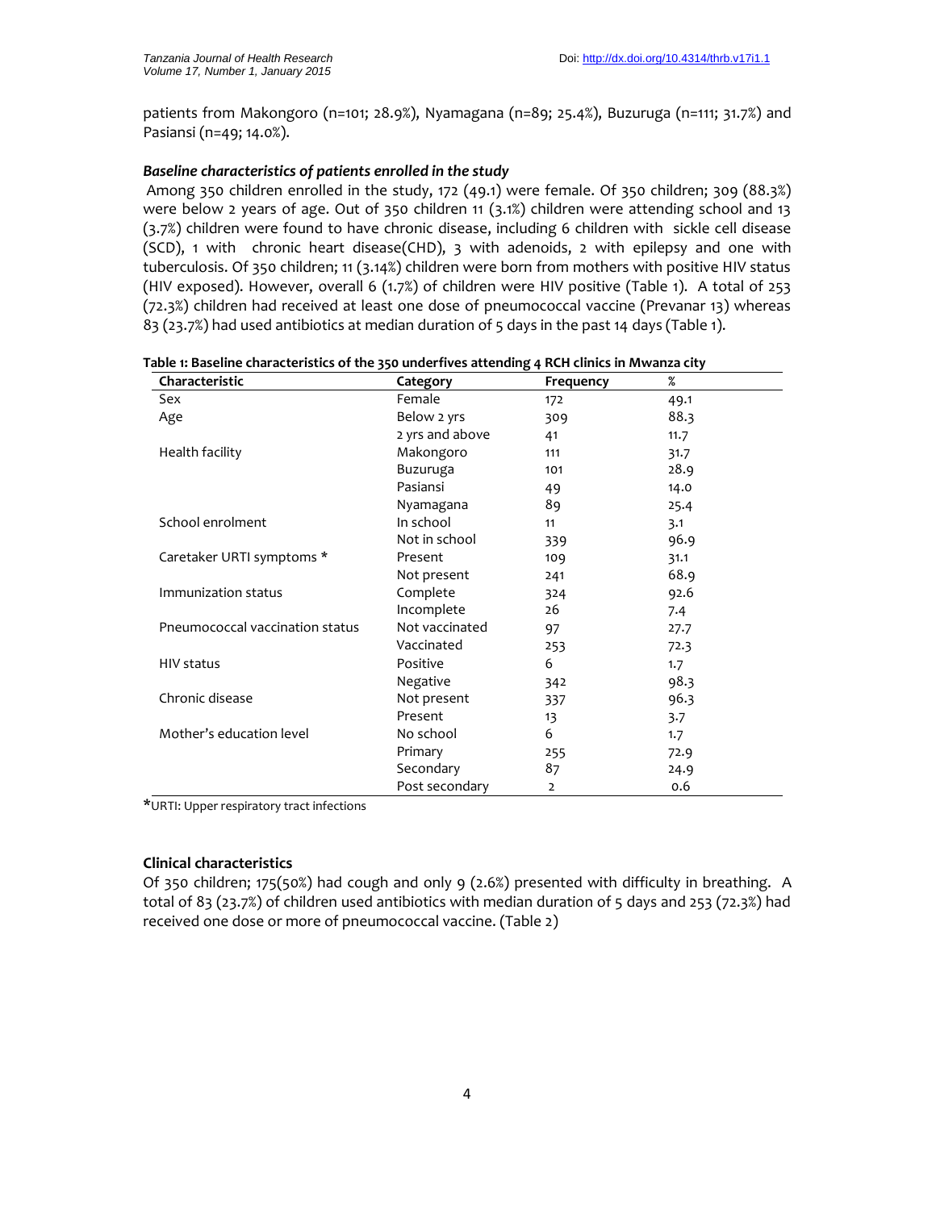patients from Makongoro (n=101; 28.9%), Nyamagana (n=89; 25.4%), Buzuruga (n=111; 31.7%) and Pasiansi (n=49; 14.0%).

### *Baseline characteristics of patients enrolled in the study*

Among 350 children enrolled in the study, 172 (49.1) were female. Of 350 children; 309 (88.3%) were below 2 years of age. Out of 350 children 11 (3.1%) children were attending school and 13 (3.7%) children were found to have chronic disease, including 6 children with sickle cell disease (SCD), 1 with chronic heart disease(CHD), 3 with adenoids, 2 with epilepsy and one with tuberculosis. Of 350 children; 11 (3.14%) children were born from mothers with positive HIV status (HIV exposed). However, overall 6 (1.7%) of children were HIV positive (Table 1). A total of 253 (72.3%) children had received at least one dose of pneumococcal vaccine (Prevanar 13) whereas 83 (23.7%) had used antibiotics at median duration of 5 days in the past 14 days (Table 1).

**Table 1: Baseline characteristics of the 350 underfives attending 4 RCH clinics in Mwanza city**

| Characteristic | Category | Frequency | % |
|---|---|---|---|
| Sex | Female | 172 | 49.1 |
| Age | Below 2 yrs | 309 | 88.3 |
| | 2 yrs and above | 41 | 11.7 |
| Health facility | Makongoro | 111 | 31.7 |
| | Buzuruga | 101 | 28.9 |
| | Pasiansi | 49 | 14.0 |
| | Nyamagana | 89 | 25.4 |
| School enrolment | In school | 11 | 3.1 |
| | Not in school | 339 | 96.9 |
| Caretaker URTI symptoms * | Present | 109 | 31.1 |
| | Not present | 241 | 68.9 |
| Immunization status | Complete | 324 | 92.6 |
| | Incomplete | 26 | 7.4 |
| Pneumococcal vaccination status | Not vaccinated | 97 | 27.7 |
| | Vaccinated | 253 | 72.3 |
| HIV status | Positive | 6 | 1.7 |
| | Negative | 342 | 98.3 |
| Chronic disease | Not present | 337 | 96.3 |
| | Present | 13 | 3.7 |
| Mother's education level | No school | 6 | 1.7 |
| | Primary | 255 | 72.9 |
| | Secondary | 87 | 24.9 |
| | Post secondary | 2 | 0.6 |

*URTI: Upper respiratory tract infections

### Clinical characteristics

Of 350 children; 175(50%) had cough and only 9 (2.6%) presented with difficulty in breathing. A total of 83 (23.7%) of children used antibiotics with median duration of 5 days and 253 (72.3%) had received one dose or more of pneumococcal vaccine. (Table 2)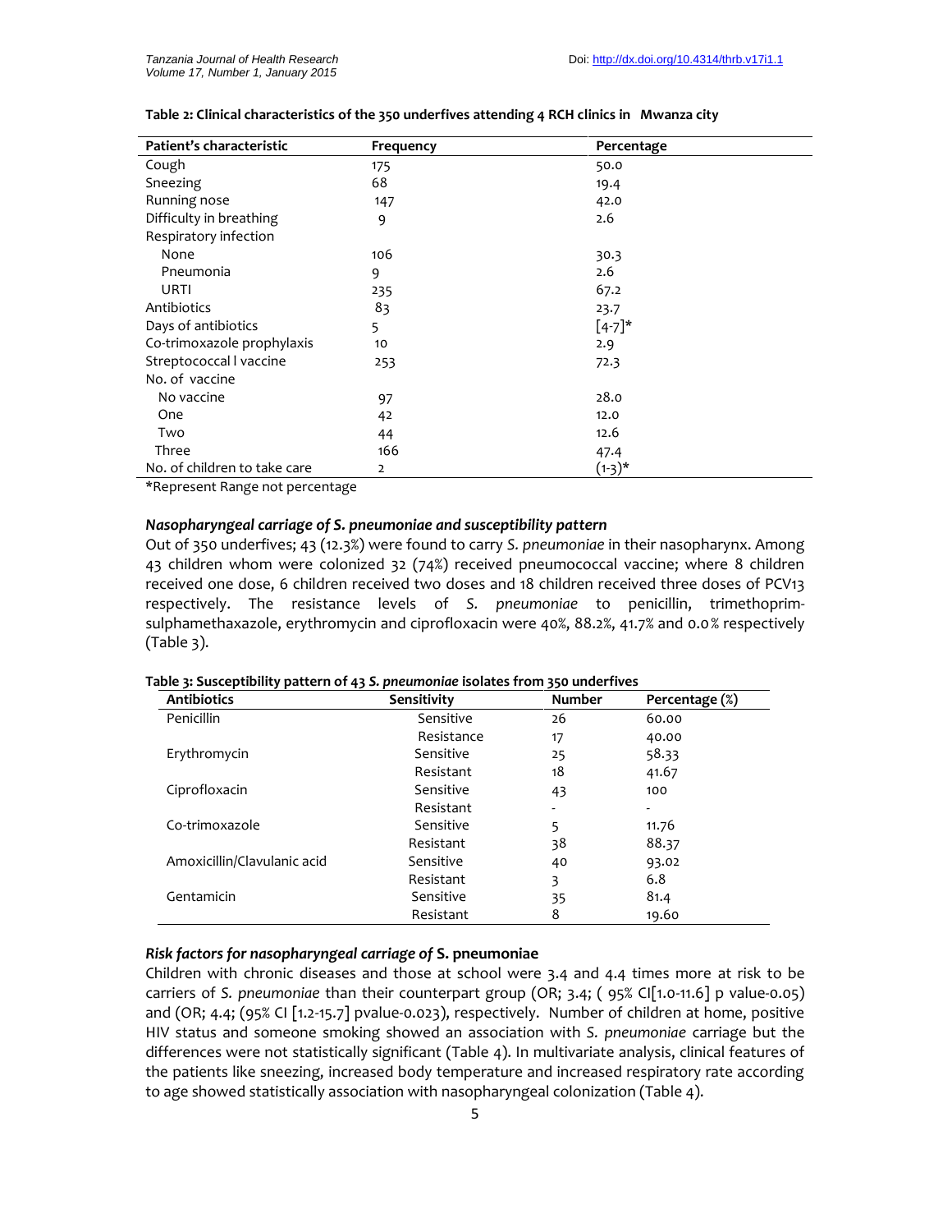**Table 2: Clinical characteristics of the 350 underfives attending 4 RCH clinics in Mwanza city**

| Patient's characteristic | Frequency | Percentage |
|---|---|---|
| Cough | 175 | 50.0 |
| Sneezing | 68 | 19.4 |
| Running nose | 147 | 42.0 |
| Difficulty in breathing | 9 | 2.6 |
| Respiratory infection | | |
| None | 106 | 30.3 |
| Pneumonia | 9 | 2.6 |
| URTI | 235 | 67.2 |
| Antibiotics | 83 | 23.7 |
| Days of antibiotics | 5 | [4-7]* |
| Co-trimoxazole prophylaxis | 10 | 2.9 |
| Streptococcal l vaccine | 253 | 72.3 |
| No. of vaccine | | |
| No vaccine | 97 | 28.0 |
| One | 42 | 12.0 |
| Two | 44 | 12.6 |
| Three | 166 | 47.4 |
| No. of children to take care | 2 | (1-3)* |

*Represent Range not percentage

### *Nasopharyngeal carriage of S. pneumoniae and susceptibility pattern*

Out of 350 underfives; 43 (12.3%) were found to carry *S. pneumoniae* in their nasopharynx. Among 43 children whom were colonized 32 (74%) received pneumococcal vaccine; where 8 children received one dose, 6 children received two doses and 18 children received three doses of PCV13 respectively. The resistance levels of *S. pneumoniae* to penicillin, trimethoprim-sulphamethaxazole, erythromycin and ciprofloxacin were 40%, 88.2%, 41.7% and 0.0% respectively (Table 3).

**Table 3: Susceptibility pattern of 43 *S. pneumoniae* isolates from 350 underfives**

| Antibiotics | Sensitivity | Number | Percentage (%) |
|---|---|---|---|
| Penicillin | Sensitive | 26 | 60.00 |
| | Resistance | 17 | 40.00 |
| Erythromycin | Sensitive | 25 | 58.33 |
| | Resistant | 18 | 41.67 |
| Ciprofloxacin | Sensitive | 43 | 100 |
| | Resistant | - | - |
| Co-trimoxazole | Sensitive | 5 | 11.76 |
| | Resistant | 38 | 88.37 |
| Amoxicillin/Clavulanic acid | Sensitive | 40 | 93.02 |
| | Resistant | 3 | 6.8 |
| Gentamicin | Sensitive | 35 | 81.4 |
| | Resistant | 8 | 19.60 |

### *Risk factors for nasopharyngeal carriage of* S. pneumoniae

Children with chronic diseases and those at school were 3.4 and 4.4 times more at risk to be carriers of *S. pneumoniae* than their counterpart group (OR; 3.4; ( 95% CI[1.0-11.6] p value-0.05) and (OR; 4.4; (95% CI [1.2-15.7] pvalue-0.023), respectively. Number of children at home, positive HIV status and someone smoking showed an association with *S. pneumoniae* carriage but the differences were not statistically significant (Table 4). In multivariate analysis, clinical features of the patients like sneezing, increased body temperature and increased respiratory rate according to age showed statistically association with nasopharyngeal colonization (Table 4).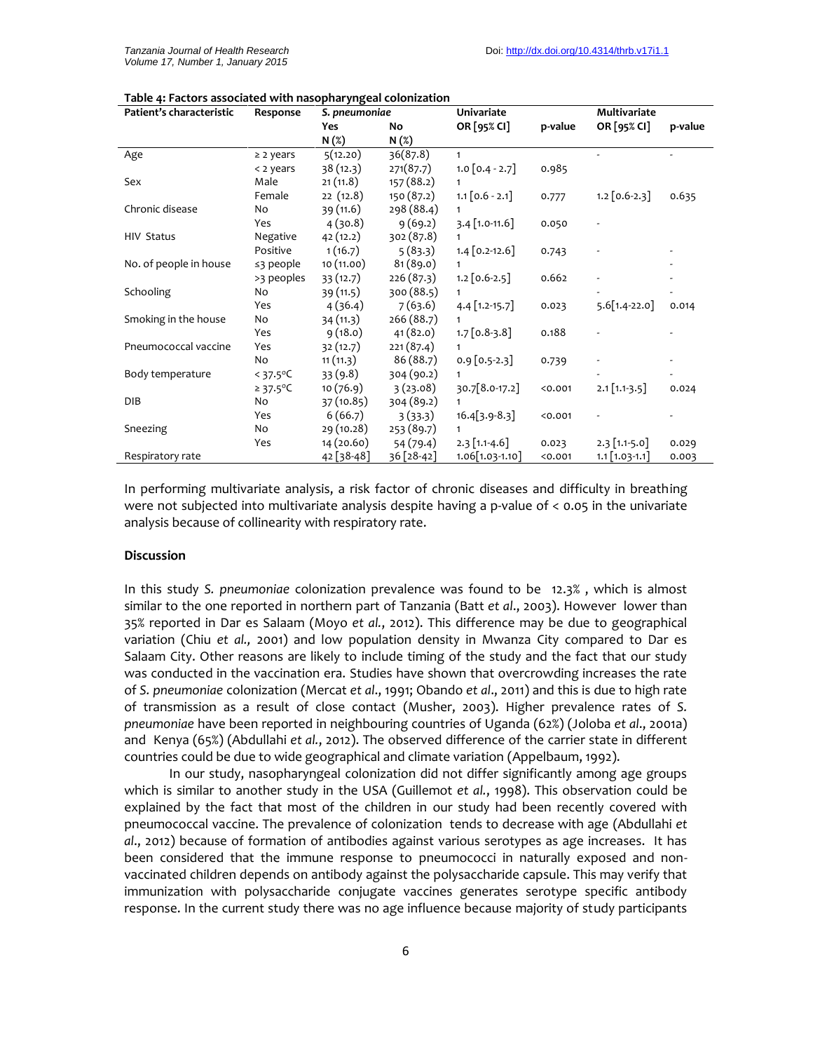**Table 4: Factors associated with nasopharyngeal colonization**

| Patient's characteristic | Response | *S. pneumoniae* | | Univariate | | Multivariate | |
|---|---|---|---|---|---|---|---|
| | | Yes N (%) | No N (%) | OR [95% CI] | p-value | OR [95% CI] | p-value |
| Age | ≥ 2 years | 5(12.20) | 36(87.8) | 1 | | - | - |
| | < 2 years | 38 (12.3) | 271(87.7) | 1.0 [0.4 - 2.7] | 0.985 | | |
| Sex | Male | 21 (11.8) | 157 (88.2) | 1 | | | |
| | Female | 22 (12.8) | 150 (87.2) | 1.1 [0.6 - 2.1] | 0.777 | 1.2 [0.6-2.3] | 0.635 |
| Chronic disease | No | 39 (11.6) | 298 (88.4) | 1 | | | |
| | Yes | 4 (30.8) | 9 (69.2) | 3.4 [1.0-11.6] | 0.050 | - | |
| HIV Status | Negative | 42 (12.2) | 302 (87.8) | 1 | | | |
| | Positive | 1 (16.7) | 5 (83.3) | 1.4 [0.2-12.6] | 0.743 | - | - |
| No. of people in house | ≤3 people | 10 (11.00) | 81 (89.0) | 1 | | | - |
| | >3 peoples | 33 (12.7) | 226 (87.3) | 1.2 [0.6-2.5] | 0.662 | - | - |
| Schooling | No | 39 (11.5) | 300 (88.5) | 1 | | - | - |
| | Yes | 4 (36.4) | 7 (63.6) | 4.4 [1.2-15.7] | 0.023 | 5.6[1.4-22.0] | 0.014 |
| Smoking in the house | No | 34 (11.3) | 266 (88.7) | 1 | | | |
| | Yes | 9 (18.0) | 41 (82.0) | 1.7 [0.8-3.8] | 0.188 | - | - |
| Pneumococcal vaccine | Yes | 32 (12.7) | 221 (87.4) | 1 | | | |
| | No | 11 (11.3) | 86 (88.7) | 0.9 [0.5-2.3] | 0.739 | - | - |
| Body temperature | < 37.5°C | 33 (9.8) | 304 (90.2) | 1 | | - | - |
| | ≥ 37.5°C | 10 (76.9) | 3 (23.08) | 30.7[8.0-17.2] | <0.001 | 2.1 [1.1-3.5] | 0.024 |
| DIB | No | 37 (10.85) | 304 (89.2) | 1 | | | |
| | Yes | 6 (66.7) | 3 (33.3) | 16.4[3.9-8.3] | <0.001 | - | - |
| Sneezing | No | 29 (10.28) | 253 (89.7) | 1 | | | |
| | Yes | 14 (20.60) | 54 (79.4) | 2.3 [1.1-4.6] | 0.023 | 2.3 [1.1-5.0] | 0.029 |
| Respiratory rate | | 42 [38-48] | 36 [28-42] | 1.06[1.03-1.10] | <0.001 | 1.1 [1.03-1.1] | 0.003 |

In performing multivariate analysis, a risk factor of chronic diseases and difficulty in breathing were not subjected into multivariate analysis despite having a p-value of < 0.05 in the univariate analysis because of collinearity with respiratory rate.

## Discussion

In this study *S. pneumoniae* colonization prevalence was found to be 12.3% , which is almost similar to the one reported in northern part of Tanzania (Batt *et al*., 2003). However lower than 35% reported in Dar es Salaam (Moyo *et al.*, 2012). This difference may be due to geographical variation (Chiu *et al.,* 2001) and low population density in Mwanza City compared to Dar es Salaam City. Other reasons are likely to include timing of the study and the fact that our study was conducted in the vaccination era. Studies have shown that overcrowding increases the rate of *S. pneumoniae* colonization (Mercat *et al*., 1991; Obando *et al*., 2011) and this is due to high rate of transmission as a result of close contact (Musher, 2003). Higher prevalence rates of *S. pneumoniae* have been reported in neighbouring countries of Uganda (62%) (Joloba *et al*., 2001a) and Kenya (65%) (Abdullahi *et al.*, 2012). The observed difference of the carrier state in different countries could be due to wide geographical and climate variation (Appelbaum, 1992).

In our study, nasopharyngeal colonization did not differ significantly among age groups which is similar to another study in the USA (Guillemot *et al.*, 1998). This observation could be explained by the fact that most of the children in our study had been recently covered with pneumococcal vaccine. The prevalence of colonization tends to decrease with age (Abdullahi *et al*., 2012) because of formation of antibodies against various serotypes as age increases. It has been considered that the immune response to pneumococci in naturally exposed and non-vaccinated children depends on antibody against the polysaccharide capsule. This may verify that immunization with polysaccharide conjugate vaccines generates serotype specific antibody response. In the current study there was no age influence because majority of study participants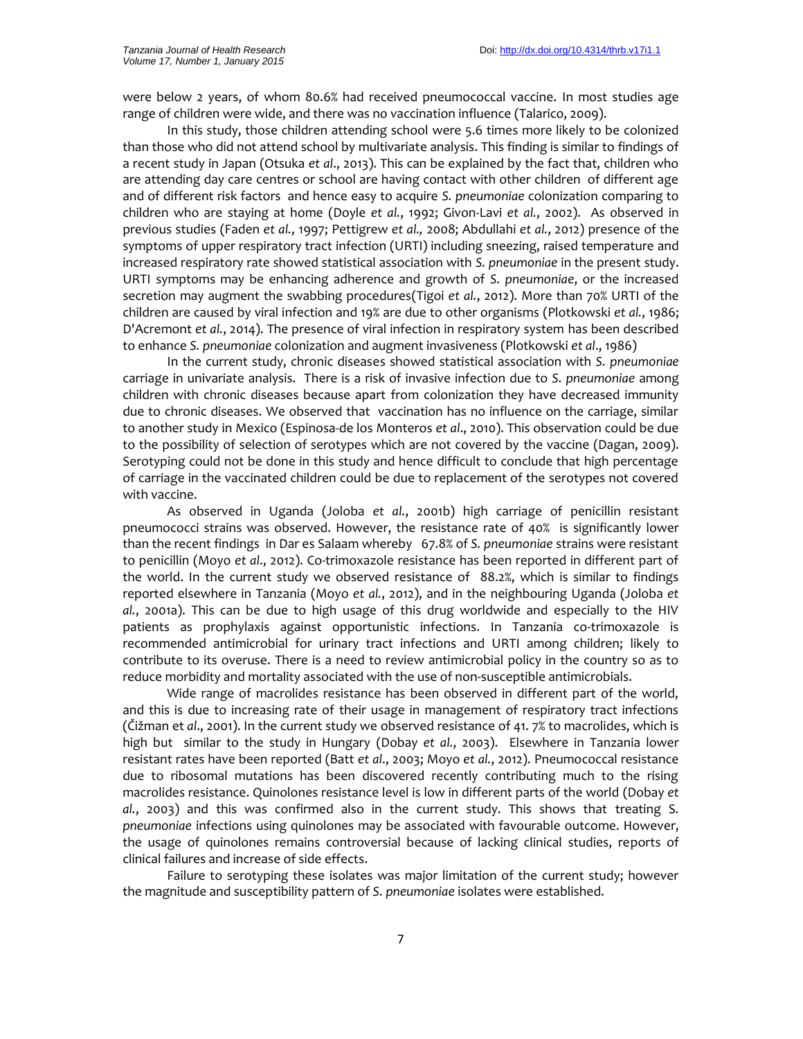were below 2 years, of whom 80.6% had received pneumococcal vaccine. In most studies age range of children were wide, and there was no vaccination influence (Talarico, 2009).

In this study, those children attending school were 5.6 times more likely to be colonized than those who did not attend school by multivariate analysis. This finding is similar to findings of a recent study in Japan (Otsuka *et al*., 2013). This can be explained by the fact that, children who are attending day care centres or school are having contact with other children of different age and of different risk factors and hence easy to acquire *S. pneumoniae* colonization comparing to children who are staying at home (Doyle *et al.*, 1992; Givon-Lavi *et al.*, 2002). As observed in previous studies (Faden *et al.*, 1997; Pettigrew *et al.,* 2008; Abdullahi *et al.*, 2012) presence of the symptoms of upper respiratory tract infection (URTI) including sneezing, raised temperature and increased respiratory rate showed statistical association with *S. pneumoniae* in the present study. URTI symptoms may be enhancing adherence and growth of *S. pneumoniae*, or the increased secretion may augment the swabbing procedures(Tigoi *et al.*, 2012). More than 70% URTI of the children are caused by viral infection and 19% are due to other organisms (Plotkowski *et al.*, 1986; D'Acremont *et al.*, 2014). The presence of viral infection in respiratory system has been described to enhance *S. pneumoniae* colonization and augment invasiveness (Plotkowski *et al*., 1986)

In the current study, chronic diseases showed statistical association with *S. pneumoniae* carriage in univariate analysis. There is a risk of invasive infection due to *S. pneumoniae* among children with chronic diseases because apart from colonization they have decreased immunity due to chronic diseases. We observed that vaccination has no influence on the carriage, similar to another study in Mexico (Espinosa-de los Monteros *et al*., 2010). This observation could be due to the possibility of selection of serotypes which are not covered by the vaccine (Dagan, 2009). Serotyping could not be done in this study and hence difficult to conclude that high percentage of carriage in the vaccinated children could be due to replacement of the serotypes not covered with vaccine.

As observed in Uganda (Joloba *et al.*, 2001b) high carriage of penicillin resistant pneumococci strains was observed. However, the resistance rate of 40% is significantly lower than the recent findings in Dar es Salaam whereby 67.8% of *S. pneumoniae* strains were resistant to penicillin (Moyo *et al*., 2012). Co-trimoxazole resistance has been reported in different part of the world. In the current study we observed resistance of 88.2%, which is similar to findings reported elsewhere in Tanzania (Moyo *et al.*, 2012), and in the neighbouring Uganda (Joloba *et al.*, 2001a). This can be due to high usage of this drug worldwide and especially to the HIV patients as prophylaxis against opportunistic infections. In Tanzania co-trimoxazole is recommended antimicrobial for urinary tract infections and URTI among children; likely to contribute to its overuse. There is a need to review antimicrobial policy in the country so as to reduce morbidity and mortality associated with the use of non-susceptible antimicrobials.

Wide range of macrolides resistance has been observed in different part of the world, and this is due to increasing rate of their usage in management of respiratory tract infections (Čižman et *al*., 2001). In the current study we observed resistance of 41. 7% to macrolides, which is high but similar to the study in Hungary (Dobay *et al.*, 2003). Elsewhere in Tanzania lower resistant rates have been reported (Batt *et al*., 2003; Moyo *et al.*, 2012). Pneumococcal resistance due to ribosomal mutations has been discovered recently contributing much to the rising macrolides resistance. Quinolones resistance level is low in different parts of the world (Dobay *et al.*, 2003) and this was confirmed also in the current study. This shows that treating S. *pneumoniae* infections using quinolones may be associated with favourable outcome. However, the usage of quinolones remains controversial because of lacking clinical studies, reports of clinical failures and increase of side effects.

Failure to serotyping these isolates was major limitation of the current study; however the magnitude and susceptibility pattern of *S. pneumoniae* isolates were established.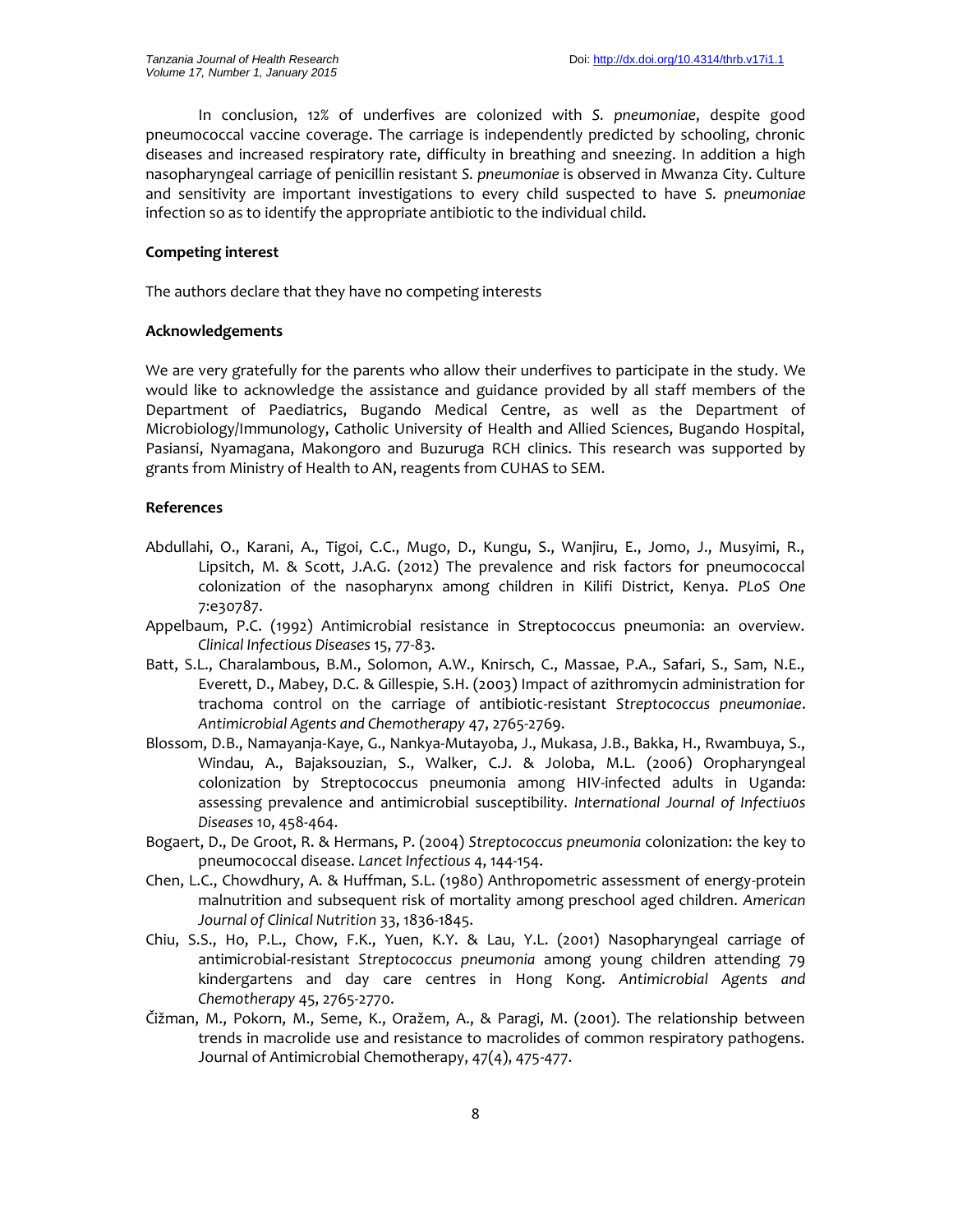In conclusion, 12% of underfives are colonized with *S. pneumoniae*, despite good pneumococcal vaccine coverage. The carriage is independently predicted by schooling, chronic diseases and increased respiratory rate, difficulty in breathing and sneezing. In addition a high nasopharyngeal carriage of penicillin resistant *S. pneumoniae* is observed in Mwanza City. Culture and sensitivity are important investigations to every child suspected to have *S. pneumoniae* infection so as to identify the appropriate antibiotic to the individual child.

**Competing interest**

The authors declare that they have no competing interests

**Acknowledgements**

We are very gratefully for the parents who allow their underfives to participate in the study. We would like to acknowledge the assistance and guidance provided by all staff members of the Department of Paediatrics, Bugando Medical Centre, as well as the Department of Microbiology/Immunology, Catholic University of Health and Allied Sciences, Bugando Hospital, Pasiansi, Nyamagana, Makongoro and Buzuruga RCH clinics. This research was supported by grants from Ministry of Health to AN, reagents from CUHAS to SEM.

**References**

Abdullahi, O., Karani, A., Tigoi, C.C., Mugo, D., Kungu, S., Wanjiru, E., Jomo, J., Musyimi, R., Lipsitch, M. & Scott, J.A.G. (2012) The prevalence and risk factors for pneumococcal colonization of the nasopharynx among children in Kilifi District, Kenya. *PLoS One* 7:e30787.

Appelbaum, P.C. (1992) Antimicrobial resistance in Streptococcus pneumonia: an overview. *Clinical Infectious Diseases* 15, 77-83.

Batt, S.L., Charalambous, B.M., Solomon, A.W., Knirsch, C., Massae, P.A., Safari, S., Sam, N.E., Everett, D., Mabey, D.C. & Gillespie, S.H. (2003) Impact of azithromycin administration for trachoma control on the carriage of antibiotic-resistant *Streptococcus pneumoniae*. *Antimicrobial Agents and Chemotherapy* 47, 2765-2769.

Blossom, D.B., Namayanja-Kaye, G., Nankya-Mutayoba, J., Mukasa, J.B., Bakka, H., Rwambuya, S., Windau, A., Bajaksouzian, S., Walker, C.J. & Joloba, M.L. (2006) Oropharyngeal colonization by Streptococcus pneumonia among HIV-infected adults in Uganda: assessing prevalence and antimicrobial susceptibility. *International Journal of Infectiuos Diseases* 10, 458-464.

Bogaert, D., De Groot, R. & Hermans, P. (2004) *Streptococcus pneumonia* colonization: the key to pneumococcal disease. *Lancet Infectious* 4, 144-154.

Chen, L.C., Chowdhury, A. & Huffman, S.L. (1980) Anthropometric assessment of energy-protein malnutrition and subsequent risk of mortality among preschool aged children. *American Journal of Clinical Nutrition* 33, 1836-1845.

Chiu, S.S., Ho, P.L., Chow, F.K., Yuen, K.Y. & Lau, Y.L. (2001) Nasopharyngeal carriage of antimicrobial-resistant *Streptococcus pneumonia* among young children attending 79 kindergartens and day care centres in Hong Kong. *Antimicrobial Agents and Chemotherapy* 45, 2765-2770.

Čižman, M., Pokorn, M., Seme, K., Oražem, A., & Paragi, M. (2001). The relationship between trends in macrolide use and resistance to macrolides of common respiratory pathogens. Journal of Antimicrobial Chemotherapy, 47(4), 475-477.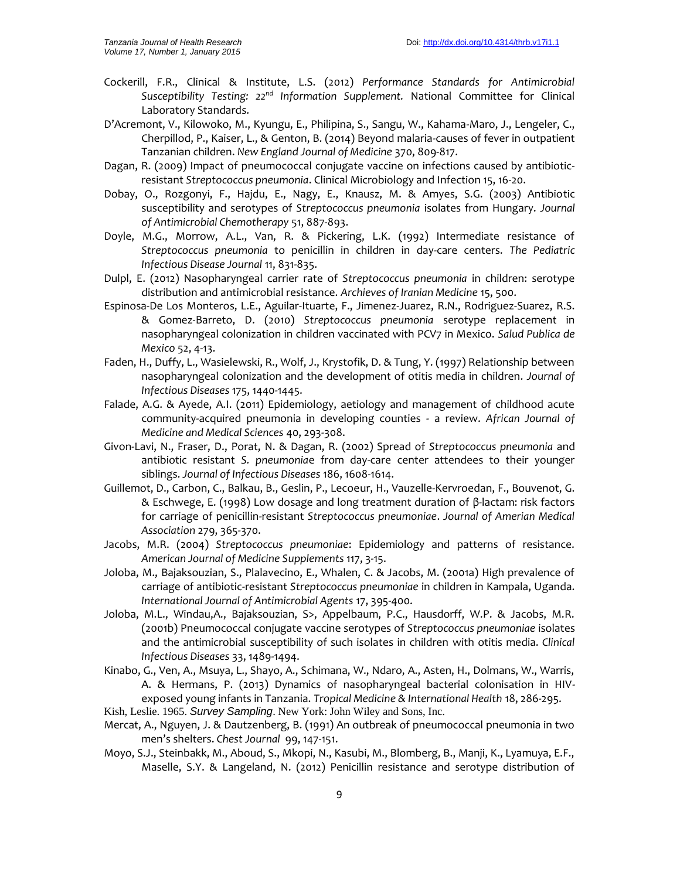Cockerill, F.R., Clinical & Institute, L.S. (2012) *Performance Standards for Antimicrobial Susceptibility Testing: 22nd Information Supplement.* National Committee for Clinical Laboratory Standards.

D'Acremont, V., Kilowoko, M., Kyungu, E., Philipina, S., Sangu, W., Kahama-Maro, J., Lengeler, C., Cherpillod, P., Kaiser, L., & Genton, B. (2014) Beyond malaria-causes of fever in outpatient Tanzanian children. *New England Journal of Medicine* 370, 809-817.

Dagan, R. (2009) Impact of pneumococcal conjugate vaccine on infections caused by antibiotic-resistant *Streptococcus pneumonia*. Clinical Microbiology and Infection 15, 16-20.

Dobay, O., Rozgonyi, F., Hajdu, E., Nagy, E., Knausz, M. & Amyes, S.G. (2003) Antibiotic susceptibility and serotypes of *Streptococcus pneumonia* isolates from Hungary. *Journal of Antimicrobial Chemotherapy* 51, 887-893.

Doyle, M.G., Morrow, A.L., Van, R. & Pickering, L.K. (1992) Intermediate resistance of *Streptococcus pneumonia* to penicillin in children in day-care centers. *The Pediatric Infectious Disease Journal* 11, 831-835.

Dulpl, E. (2012) Nasopharyngeal carrier rate of *Streptococcus pneumonia* in children: serotype distribution and antimicrobial resistance. *Archieves of Iranian Medicine* 15, 500.

Espinosa-De Los Monteros, L.E., Aguilar-Ituarte, F., Jimenez-Juarez, R.N., Rodriguez-Suarez, R.S. & Gomez-Barreto, D. (2010) *Streptococcus pneumonia* serotype replacement in nasopharyngeal colonization in children vaccinated with PCV7 in Mexico. *Salud Publica de Mexico* 52, 4-13.

Faden, H., Duffy, L., Wasielewski, R., Wolf, J., Krystofik, D. & Tung, Y. (1997) Relationship between nasopharyngeal colonization and the development of otitis media in children. *Journal of Infectious Diseases* 175, 1440-1445.

Falade, A.G. & Ayede, A.I. (2011) Epidemiology, aetiology and management of childhood acute community-acquired pneumonia in developing counties - a review. *African Journal of Medicine and Medical Sciences* 40, 293-308.

Givon-Lavi, N., Fraser, D., Porat, N. & Dagan, R. (2002) Spread of *Streptococcus pneumonia* and antibiotic resistant *S. pneumoniae* from day-care center attendees to their younger siblings. *Journal of Infectious Diseases* 186, 1608-1614.

Guillemot, D., Carbon, C., Balkau, B., Geslin, P., Lecoeur, H., Vauzelle-Kervroedan, F., Bouvenot, G. & Eschwege, E. (1998) Low dosage and long treatment duration of β-lactam: risk factors for carriage of penicillin-resistant *Streptococcus pneumoniae*. *Journal of Amerian Medical Association* 279, 365-370.

Jacobs, M.R. (2004) *Streptococcus pneumoniae*: Epidemiology and patterns of resistance. *American Journal of Medicine Supplements* 117, 3-15.

Joloba, M., Bajaksouzian, S., Plalavecino, E., Whalen, C. & Jacobs, M. (2001a) High prevalence of carriage of antibiotic-resistant *Streptococcus pneumoniae* in children in Kampala, Uganda. *International Journal of Antimicrobial Agents* 17, 395-400.

Joloba, M.L., Windau,A., Bajaksouzian, S>, Appelbaum, P.C., Hausdorff, W.P. & Jacobs, M.R. (2001b) Pneumococcal conjugate vaccine serotypes of *Streptococcus pneumoniae* isolates and the antimicrobial susceptibility of such isolates in children with otitis media. *Clinical Infectious Diseases* 33, 1489-1494.

Kinabo, G., Ven, A., Msuya, L., Shayo, A., Schimana, W., Ndaro, A., Asten, H., Dolmans, W., Warris, A. & Hermans, P. (2013) Dynamics of nasopharyngeal bacterial colonisation in HIV-exposed young infants in Tanzania. *Tropical Medicine & International Health* 18, 286-295.

Kish, Leslie. 1965. *Survey Sampling*. New York: John Wiley and Sons, Inc.

Mercat, A., Nguyen, J. & Dautzenberg, B. (1991) An outbreak of pneumococcal pneumonia in two men's shelters. *Chest Journal* 99, 147-151.

Moyo, S.J., Steinbakk, M., Aboud, S., Mkopi, N., Kasubi, M., Blomberg, B., Manji, K., Lyamuya, E.F., Maselle, S.Y. & Langeland, N. (2012) Penicillin resistance and serotype distribution of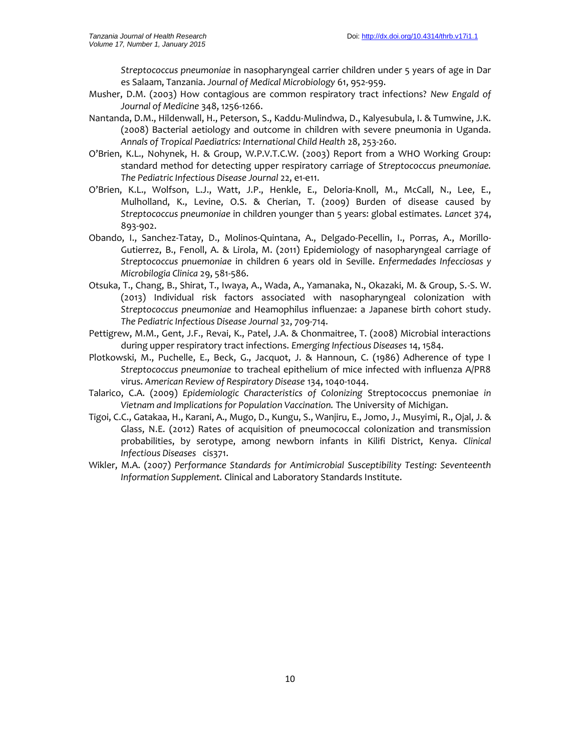*Streptococcus pneumoniae* in nasopharyngeal carrier children under 5 years of age in Dar es Salaam, Tanzania. *Journal of Medical Microbiology* 61, 952-959.

Musher, D.M. (2003) How contagious are common respiratory tract infections? *New Engald of Journal of Medicine* 348, 1256-1266.

Nantanda, D.M., Hildenwall, H., Peterson, S., Kaddu-Mulindwa, D., Kalyesubula, I. & Tumwine, J.K. (2008) Bacterial aetiology and outcome in children with severe pneumonia in Uganda. *Annals of Tropical Paediatrics: International Child Health* 28, 253-260.

O'Brien, K.L., Nohynek, H. & Group, W.P.V.T.C.W. (2003) Report from a WHO Working Group: standard method for detecting upper respiratory carriage of *Streptococcus pneumoniae. The Pediatric Infectious Disease Journal* 22, e1-e11.

O'Brien, K.L., Wolfson, L.J., Watt, J.P., Henkle, E., Deloria-Knoll, M., McCall, N., Lee, E., Mulholland, K., Levine, O.S. & Cherian, T. (2009) Burden of disease caused by *Streptococcus pneumoniae* in children younger than 5 years: global estimates. *Lancet* 374, 893-902.

Obando, I., Sanchez-Tatay, D., Molinos-Quintana, A., Delgado-Pecellin, I., Porras, A., Morillo-Gutierrez, B., Fenoll, A. & Lirola, M. (2011) Epidemiology of nasopharyngeal carriage of *Streptococcus pnuemoniae* in children 6 years old in Seville. *Enfermedades Infecciosas y Microbilogia Clinica* 29, 581-586.

Otsuka, T., Chang, B., Shirat, T., Iwaya, A., Wada, A., Yamanaka, N., Okazaki, M. & Group, S.-S. W. (2013) Individual risk factors associated with nasopharyngeal colonization with *Streptococcus pneumoniae* and Heamophilus influenzae: a Japanese birth cohort study. *The Pediatric Infectious Disease Journal* 32, 709-714.

Pettigrew, M.M., Gent, J.F., Revai, K., Patel, J.A. & Chonmaitree, T. (2008) Microbial interactions during upper respiratory tract infections. *Emerging Infectious Diseases* 14, 1584.

Plotkowski, M., Puchelle, E., Beck, G., Jacquot, J. & Hannoun, C. (1986) Adherence of type I *Streptococcus pneumoniae* to tracheal epithelium of mice infected with influenza A/PR8 virus. *American Review of Respiratory Disease* 134, 1040-1044.

Talarico, C.A. (2009) *Epidemiologic Characteristics of Colonizing* Streptococcus pnemoniae *in Vietnam and Implications for Population Vaccination.* The University of Michigan.

Tigoi, C.C., Gatakaa, H., Karani, A., Mugo, D., Kungu, S., Wanjiru, E., Jomo, J., Musyimi, R., Ojal, J. & Glass, N.E. (2012) Rates of acquisition of pneumococcal colonization and transmission probabilities, by serotype, among newborn infants in Kilifi District, Kenya. *Clinical Infectious Diseases* cis371.

Wikler, M.A. (2007) *Performance Standards for Antimicrobial Susceptibility Testing: Seventeenth Information Supplement.* Clinical and Laboratory Standards Institute.